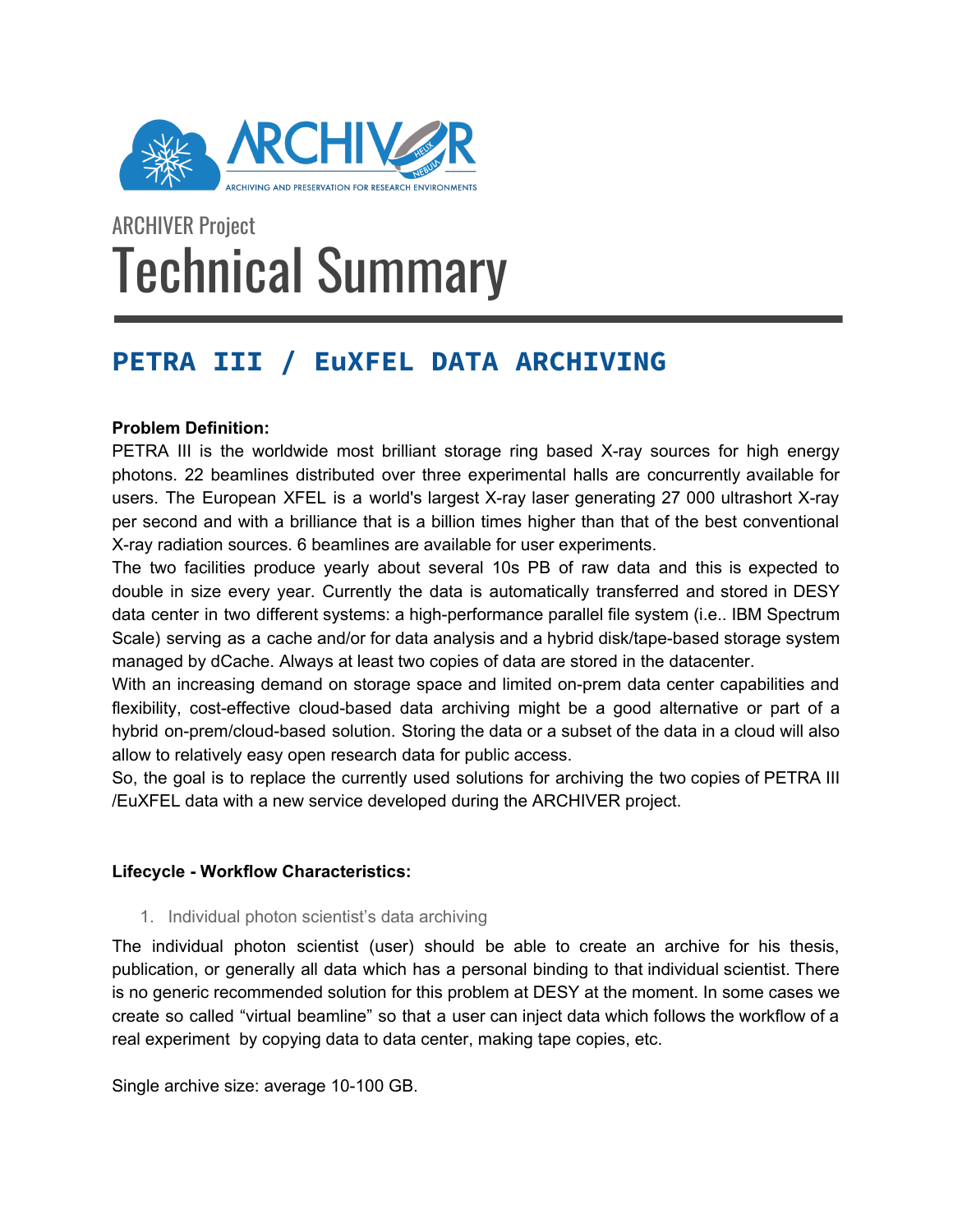ARCHIVER

ARCHIVING AND PRESERVATION FOR RESEARCH ENVIRONMENTS

ARCHIVER Project

# Technical Summary

## PETRA III / EuXFEL DATA ARCHIVING

**Problem Definition:**

PETRA III is the worldwide most brilliant storage ring based X-ray sources for high energy photons. 22 beamlines distributed over three experimental halls are concurrently available for users. The European XFEL is a world's largest X-ray laser generating 27 000 ultrashort X-ray per second and with a brilliance that is a billion times higher than that of the best conventional X-ray radiation sources. 6 beamlines are available for user experiments.

The two facilities produce yearly about several 10s PB of raw data and this is expected to double in size every year. Currently the data is automatically transferred and stored in DESY data center in two different systems: a high-performance parallel file system (i.e.. IBM Spectrum Scale) serving as a cache and/or for data analysis and a hybrid disk/tape-based storage system managed by dCache. Always at least two copies of data are stored in the datacenter.

With an increasing demand on storage space and limited on-prem data center capabilities and flexibility, cost-effective cloud-based data archiving might be a good alternative or part of a hybrid on-prem/cloud-based solution. Storing the data or a subset of the data in a cloud will also allow to relatively easy open research data for public access.

So, the goal is to replace the currently used solutions for archiving the two copies of PETRA III /EuXFEL data with a new service developed during the ARCHIVER project.

**Lifecycle - Workflow Characteristics:**

1. Individual photon scientist's data archiving

The individual photon scientist (user) should be able to create an archive for his thesis, publication, or generally all data which has a personal binding to that individual scientist. There is no generic recommended solution for this problem at DESY at the moment. In some cases we create so called "virtual beamline" so that a user can inject data which follows the workflow of a real experiment by copying data to data center, making tape copies, etc.

Single archive size: average 10-100 GB.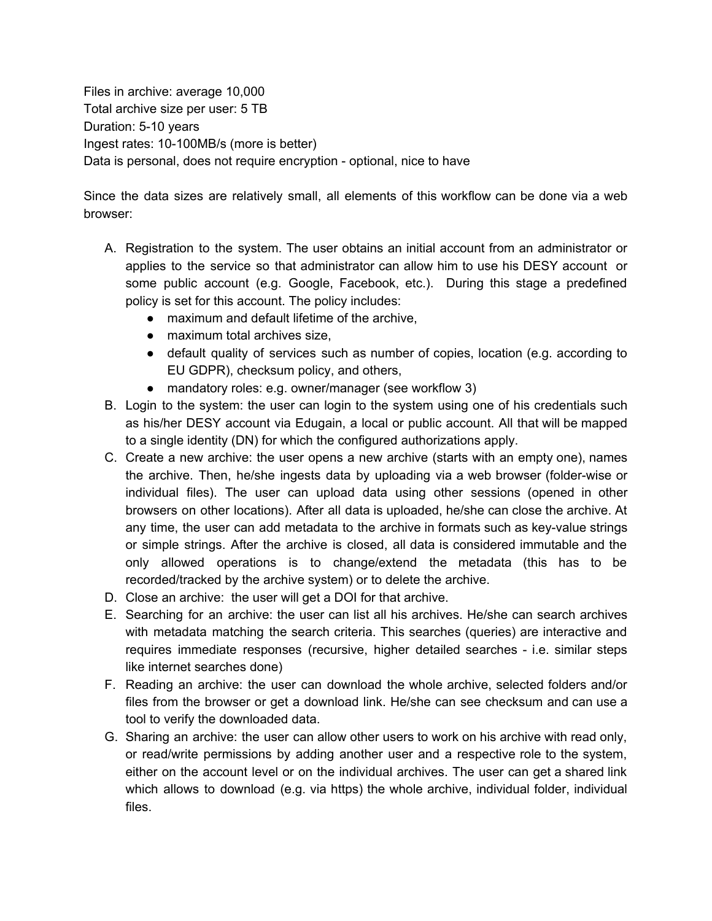Files in archive: average 10,000
Total archive size per user: 5 TB
Duration: 5-10 years
Ingest rates: 10-100MB/s (more is better)
Data is personal, does not require encryption - optional, nice to have

Since the data sizes are relatively small, all elements of this workflow can be done via a web browser:

A. Registration to the system. The user obtains an initial account from an administrator or applies to the service so that administrator can allow him to use his DESY account or some public account (e.g. Google, Facebook, etc.). During this stage a predefined policy is set for this account. The policy includes:
    - maximum and default lifetime of the archive,
    - maximum total archives size,
    - default quality of services such as number of copies, location (e.g. according to EU GDPR), checksum policy, and others,
    - mandatory roles: e.g. owner/manager (see workflow 3)
B. Login to the system: the user can login to the system using one of his credentials such as his/her DESY account via Edugain, a local or public account. All that will be mapped to a single identity (DN) for which the configured authorizations apply.
C. Create a new archive: the user opens a new archive (starts with an empty one), names the archive. Then, he/she ingests data by uploading via a web browser (folder-wise or individual files). The user can upload data using other sessions (opened in other browsers on other locations). After all data is uploaded, he/she can close the archive. At any time, the user can add metadata to the archive in formats such as key-value strings or simple strings. After the archive is closed, all data is considered immutable and the only allowed operations is to change/extend the metadata (this has to be recorded/tracked by the archive system) or to delete the archive.
D. Close an archive: the user will get a DOI for that archive.
E. Searching for an archive: the user can list all his archives. He/she can search archives with metadata matching the search criteria. This searches (queries) are interactive and requires immediate responses (recursive, higher detailed searches - i.e. similar steps like internet searches done)
F. Reading an archive: the user can download the whole archive, selected folders and/or files from the browser or get a download link. He/she can see checksum and can use a tool to verify the downloaded data.
G. Sharing an archive: the user can allow other users to work on his archive with read only, or read/write permissions by adding another user and a respective role to the system, either on the account level or on the individual archives. The user can get a shared link which allows to download (e.g. via https) the whole archive, individual folder, individual files.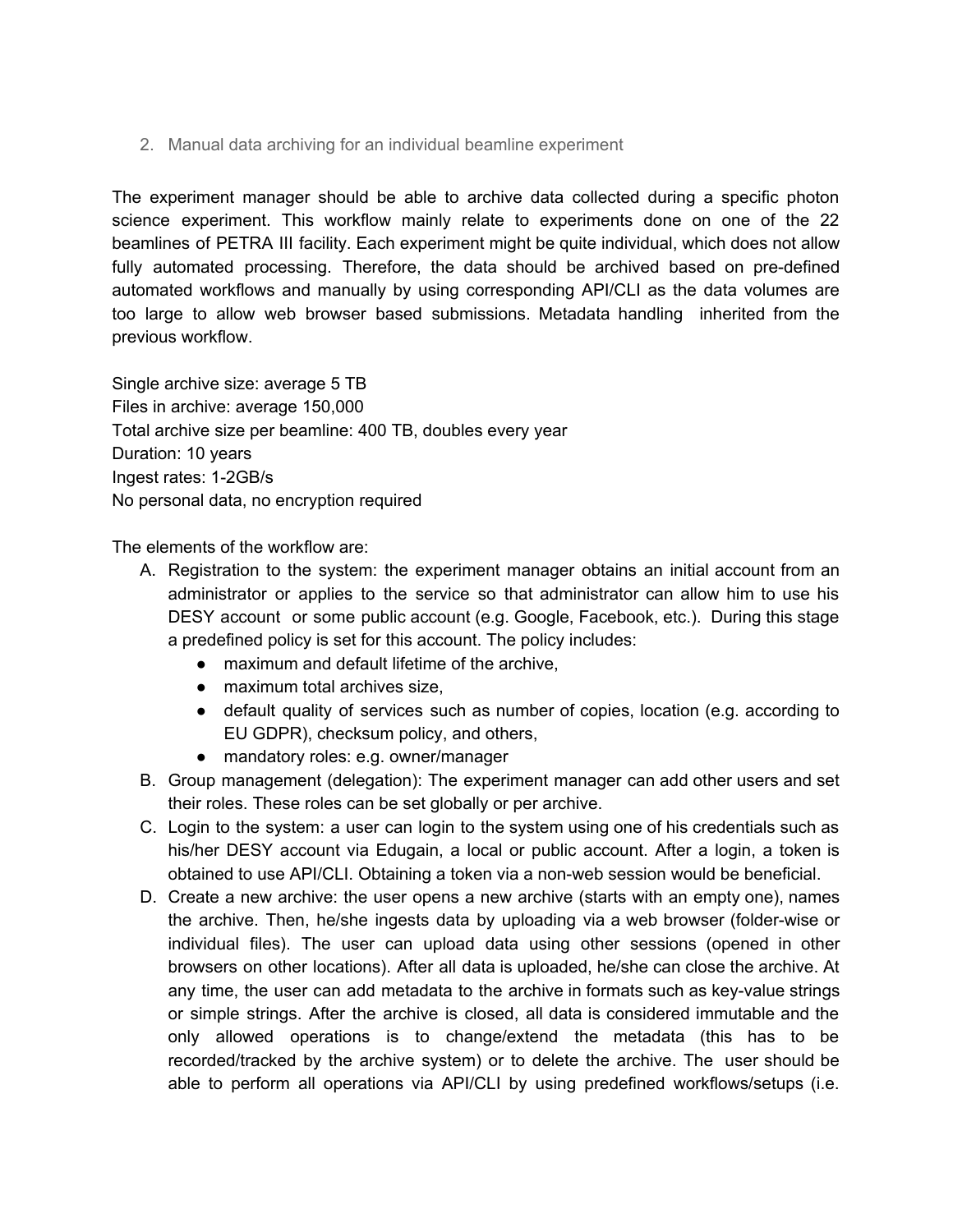2. Manual data archiving for an individual beamline experiment

The experiment manager should be able to archive data collected during a specific photon science experiment. This workflow mainly relate to experiments done on one of the 22 beamlines of PETRA III facility. Each experiment might be quite individual, which does not allow fully automated processing. Therefore, the data should be archived based on pre-defined automated workflows and manually by using corresponding API/CLI as the data volumes are too large to allow web browser based submissions. Metadata handling inherited from the previous workflow.

Single archive size: average 5 TB
Files in archive: average 150,000
Total archive size per beamline: 400 TB, doubles every year
Duration: 10 years
Ingest rates: 1-2GB/s
No personal data, no encryption required

The elements of the workflow are:

A. Registration to the system: the experiment manager obtains an initial account from an administrator or applies to the service so that administrator can allow him to use his DESY account or some public account (e.g. Google, Facebook, etc.). During this stage a predefined policy is set for this account. The policy includes:
    - maximum and default lifetime of the archive,
    - maximum total archives size,
    - default quality of services such as number of copies, location (e.g. according to EU GDPR), checksum policy, and others,
    - mandatory roles: e.g. owner/manager
B. Group management (delegation): The experiment manager can add other users and set their roles. These roles can be set globally or per archive.
C. Login to the system: a user can login to the system using one of his credentials such as his/her DESY account via Edugain, a local or public account. After a login, a token is obtained to use API/CLI. Obtaining a token via a non-web session would be beneficial.
D. Create a new archive: the user opens a new archive (starts with an empty one), names the archive. Then, he/she ingests data by uploading via a web browser (folder-wise or individual files). The user can upload data using other sessions (opened in other browsers on other locations). After all data is uploaded, he/she can close the archive. At any time, the user can add metadata to the archive in formats such as key-value strings or simple strings. After the archive is closed, all data is considered immutable and the only allowed operations is to change/extend the metadata (this has to be recorded/tracked by the archive system) or to delete the archive. The user should be able to perform all operations via API/CLI by using predefined workflows/setups (i.e.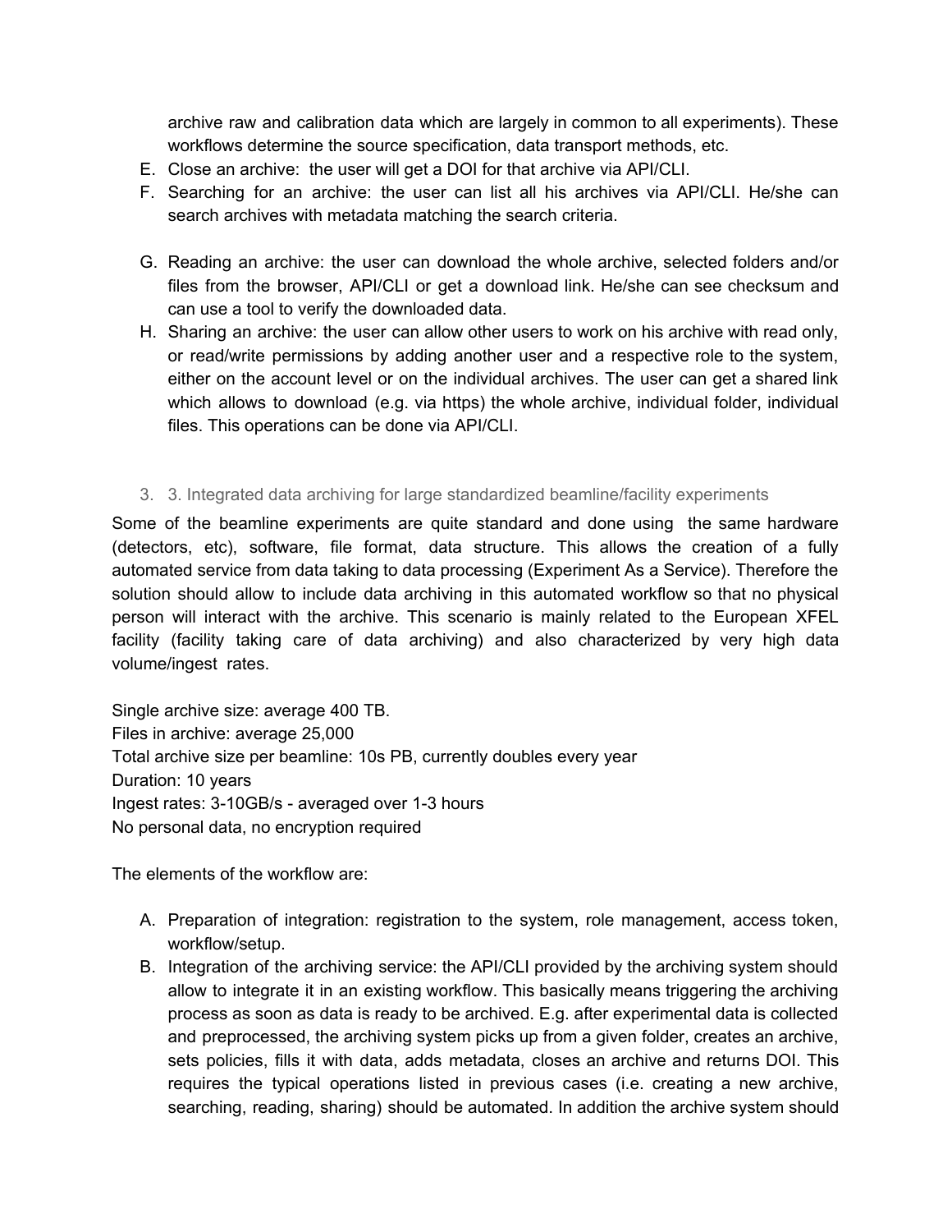archive raw and calibration data which are largely in common to all experiments). These workflows determine the source specification, data transport methods, etc.

E. Close an archive: the user will get a DOI for that archive via API/CLI.
F. Searching for an archive: the user can list all his archives via API/CLI. He/she can search archives with metadata matching the search criteria.

G. Reading an archive: the user can download the whole archive, selected folders and/or files from the browser, API/CLI or get a download link. He/she can see checksum and can use a tool to verify the downloaded data.
H. Sharing an archive: the user can allow other users to work on his archive with read only, or read/write permissions by adding another user and a respective role to the system, either on the account level or on the individual archives. The user can get a shared link which allows to download (e.g. via https) the whole archive, individual folder, individual files. This operations can be done via API/CLI.

### 3. 3. Integrated data archiving for large standardized beamline/facility experiments

Some of the beamline experiments are quite standard and done using the same hardware (detectors, etc), software, file format, data structure. This allows the creation of a fully automated service from data taking to data processing (Experiment As a Service). Therefore the solution should allow to include data archiving in this automated workflow so that no physical person will interact with the archive. This scenario is mainly related to the European XFEL facility (facility taking care of data archiving) and also characterized by very high data volume/ingest rates.

Single archive size: average 400 TB.
Files in archive: average 25,000
Total archive size per beamline: 10s PB, currently doubles every year
Duration: 10 years
Ingest rates: 3-10GB/s - averaged over 1-3 hours
No personal data, no encryption required

The elements of the workflow are:

A. Preparation of integration: registration to the system, role management, access token, workflow/setup.
B. Integration of the archiving service: the API/CLI provided by the archiving system should allow to integrate it in an existing workflow. This basically means triggering the archiving process as soon as data is ready to be archived. E.g. after experimental data is collected and preprocessed, the archiving system picks up from a given folder, creates an archive, sets policies, fills it with data, adds metadata, closes an archive and returns DOI. This requires the typical operations listed in previous cases (i.e. creating a new archive, searching, reading, sharing) should be automated. In addition the archive system should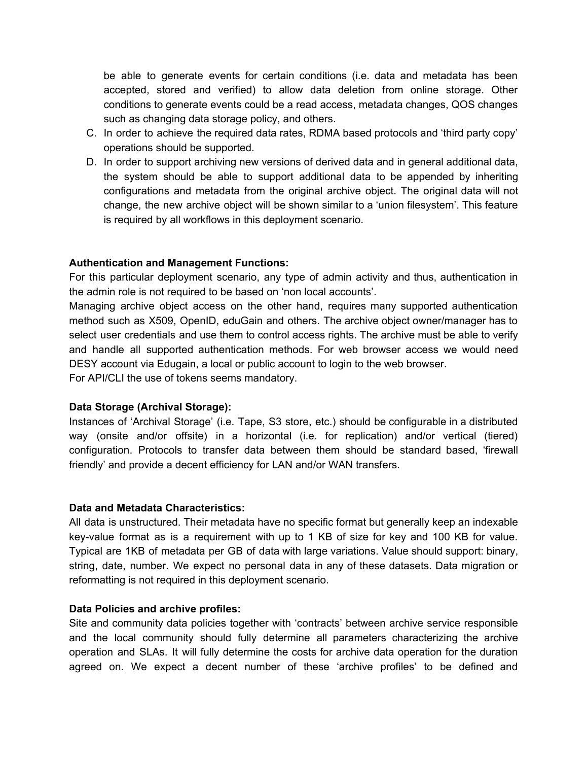be able to generate events for certain conditions (i.e. data and metadata has been accepted, stored and verified) to allow data deletion from online storage. Other conditions to generate events could be a read access, metadata changes, QOS changes such as changing data storage policy, and others.

C. In order to achieve the required data rates, RDMA based protocols and 'third party copy' operations should be supported.
D. In order to support archiving new versions of derived data and in general additional data, the system should be able to support additional data to be appended by inheriting configurations and metadata from the original archive object. The original data will not change, the new archive object will be shown similar to a 'union filesystem'. This feature is required by all workflows in this deployment scenario.

**Authentication and Management Functions:**

For this particular deployment scenario, any type of admin activity and thus, authentication in the admin role is not required to be based on 'non local accounts'.

Managing archive object access on the other hand, requires many supported authentication method such as X509, OpenID, eduGain and others. The archive object owner/manager has to select user credentials and use them to control access rights. The archive must be able to verify and handle all supported authentication methods. For web browser access we would need DESY account via Edugain, a local or public account to login to the web browser.

For API/CLI the use of tokens seems mandatory.

**Data Storage (Archival Storage):**

Instances of 'Archival Storage' (i.e. Tape, S3 store, etc.) should be configurable in a distributed way (onsite and/or offsite) in a horizontal (i.e. for replication) and/or vertical (tiered) configuration. Protocols to transfer data between them should be standard based, 'firewall friendly' and provide a decent efficiency for LAN and/or WAN transfers.

**Data and Metadata Characteristics:**

All data is unstructured. Their metadata have no specific format but generally keep an indexable key-value format as is a requirement with up to 1 KB of size for key and 100 KB for value. Typical are 1KB of metadata per GB of data with large variations. Value should support: binary, string, date, number. We expect no personal data in any of these datasets. Data migration or reformatting is not required in this deployment scenario.

**Data Policies and archive profiles:**

Site and community data policies together with 'contracts' between archive service responsible and the local community should fully determine all parameters characterizing the archive operation and SLAs. It will fully determine the costs for archive data operation for the duration agreed on. We expect a decent number of these 'archive profiles' to be defined and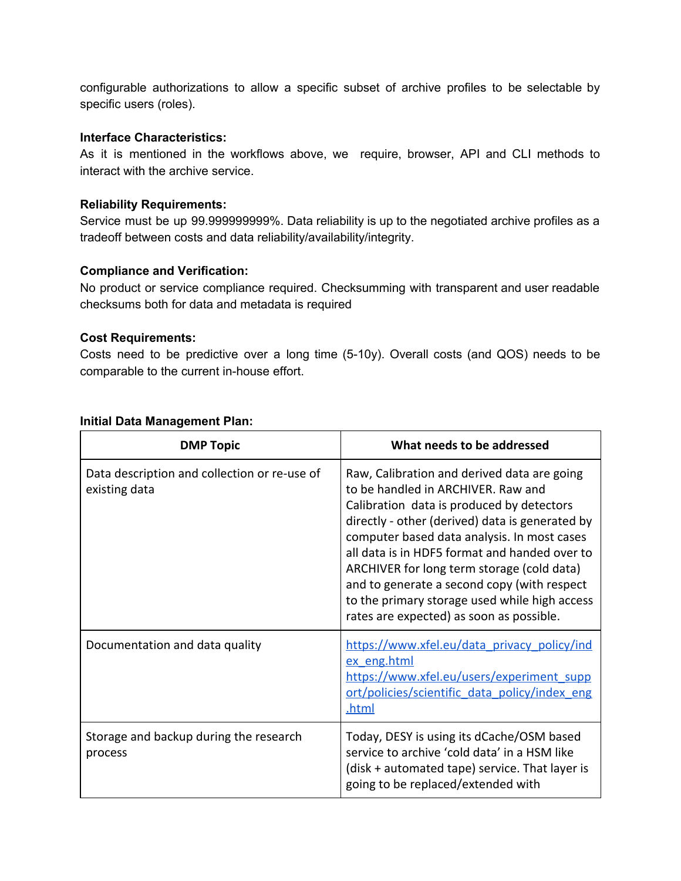configurable authorizations to allow a specific subset of archive profiles to be selectable by specific users (roles).

**Interface Characteristics:**
As it is mentioned in the workflows above, we require, browser, API and CLI methods to interact with the archive service.

**Reliability Requirements:**
Service must be up 99.999999999%. Data reliability is up to the negotiated archive profiles as a tradeoff between costs and data reliability/availability/integrity.

**Compliance and Verification:**
No product or service compliance required. Checksumming with transparent and user readable checksums both for data and metadata is required

**Cost Requirements:**
Costs need to be predictive over a long time (5-10y). Overall costs (and QOS) needs to be comparable to the current in-house effort.

**Initial Data Management Plan:**

| DMP Topic | What needs to be addressed |
|---|---|
| Data description and collection or re-use of existing data | Raw, Calibration and derived data are going to be handled in ARCHIVER. Raw and Calibration data is produced by detectors directly - other (derived) data is generated by computer based data analysis. In most cases all data is in HDF5 format and handed over to ARCHIVER for long term storage (cold data) and to generate a second copy (with respect to the primary storage used while high access rates are expected) as soon as possible. |
| Documentation and data quality | https://www.xfel.eu/data_privacy_policy/index_eng.html<br>https://www.xfel.eu/users/experiment_support/policies/scientific_data_policy/index_eng.html |
| Storage and backup during the research process | Today, DESY is using its dCache/OSM based service to archive 'cold data' in a HSM like (disk + automated tape) service. That layer is going to be replaced/extended with |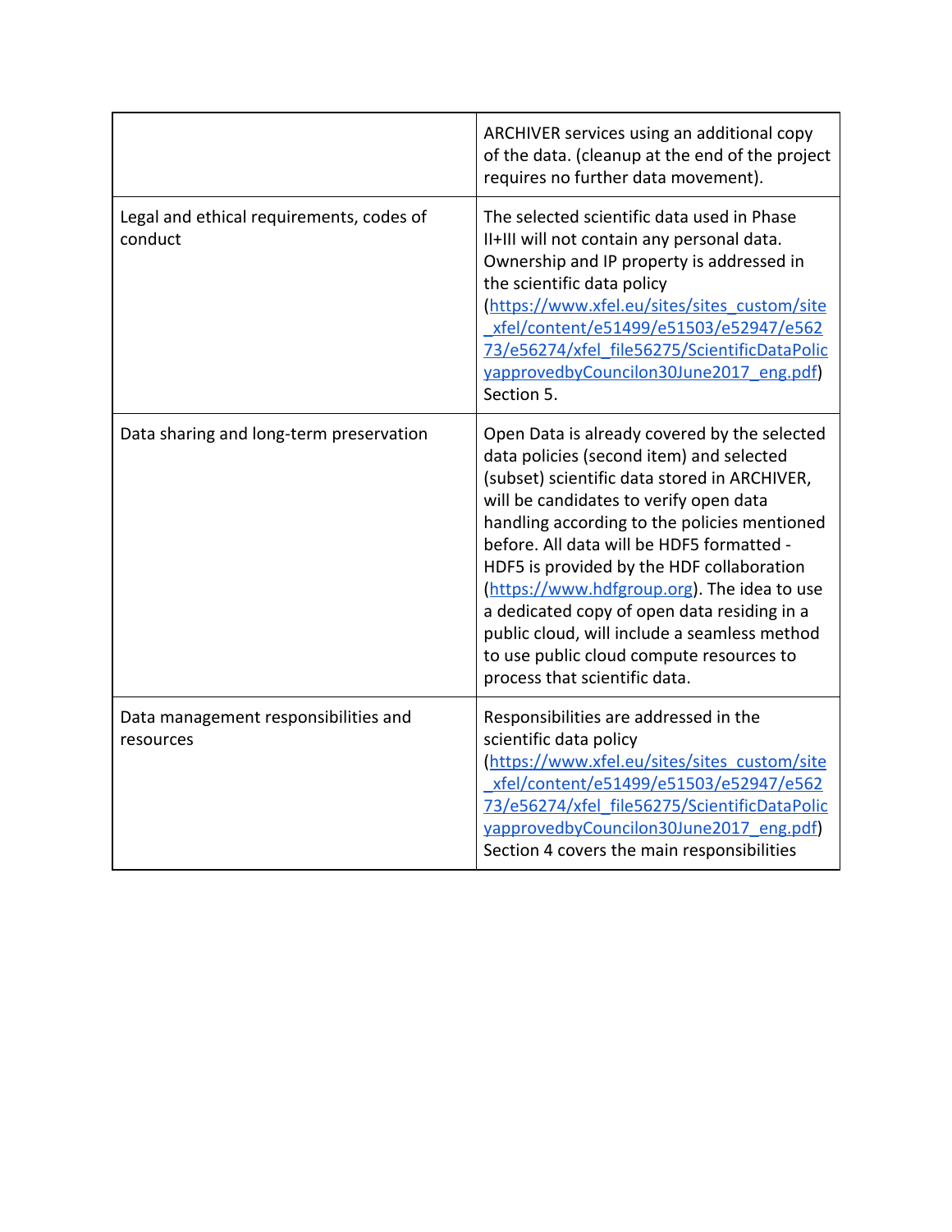| | |
|---|---|
| | ARCHIVER services using an additional copy of the data. (cleanup at the end of the project requires no further data movement). |
| Legal and ethical requirements, codes of conduct | The selected scientific data used in Phase II+III will not contain any personal data. Ownership and IP property is addressed in the scientific data policy (https://www.xfel.eu/sites/sites_custom/site_xfel/content/e51499/e51503/e52947/e56273/e56274/xfel_file56275/ScientificDataPolicyapprovedbyCouncilon30June2017_eng.pdf) Section 5. |
| Data sharing and long-term preservation | Open Data is already covered by the selected data policies (second item) and selected (subset) scientific data stored in ARCHIVER, will be candidates to verify open data handling according to the policies mentioned before. All data will be HDF5 formatted - HDF5 is provided by the HDF collaboration (https://www.hdfgroup.org). The idea to use a dedicated copy of open data residing in a public cloud, will include a seamless method to use public cloud compute resources to process that scientific data. |
| Data management responsibilities and resources | Responsibilities are addressed in the scientific data policy (https://www.xfel.eu/sites/sites_custom/site_xfel/content/e51499/e51503/e52947/e56273/e56274/xfel_file56275/ScientificDataPolicyapprovedbyCouncilon30June2017_eng.pdf) Section 4 covers the main responsibilities |